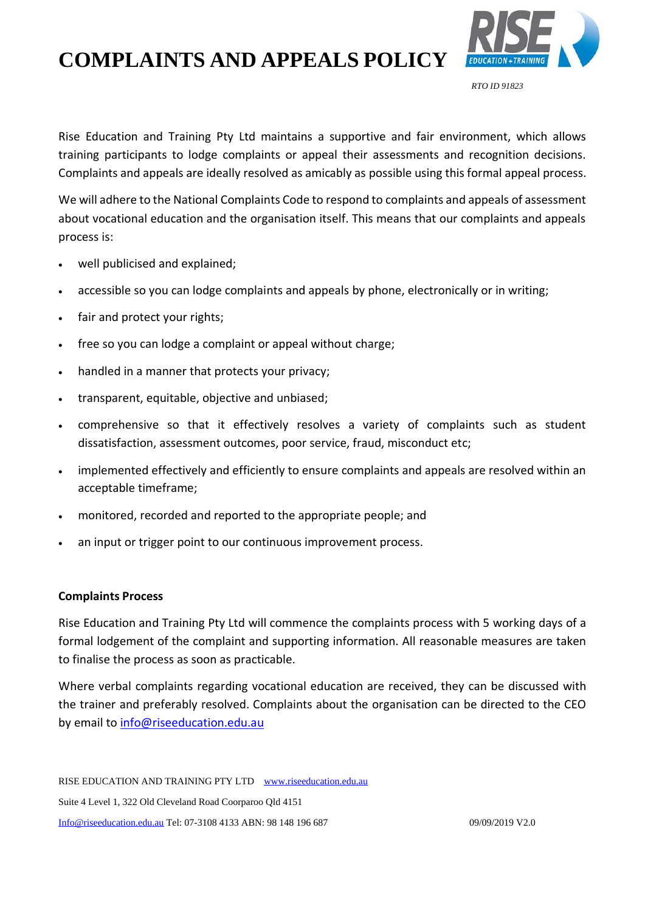# COMPLAINTS AND APPEALS POLICY

*RTO ID 91823*

Rise Education and Training Pty Ltd maintains a supportive and fair environment, which allows training participants to lodge complaints or appeal their assessments and recognition decisions. Complaints and appeals are ideally resolved as amicably as possible using this formal appeal process.

We will adhere to the National Complaints Code to respond to complaints and appeals of assessment about vocational education and the organisation itself. This means that our complaints and appeals process is:

- well publicised and explained;
- accessible so you can lodge complaints and appeals by phone, electronically or in writing;
- fair and protect your rights;
- free so you can lodge a complaint or appeal without charge;
- handled in a manner that protects your privacy;
- transparent, equitable, objective and unbiased;
- comprehensive so that it effectively resolves a variety of complaints such as student dissatisfaction, assessment outcomes, poor service, fraud, misconduct etc;
- implemented effectively and efficiently to ensure complaints and appeals are resolved within an acceptable timeframe;
- monitored, recorded and reported to the appropriate people; and
- an input or trigger point to our continuous improvement process.

**Complaints Process**

Rise Education and Training Pty Ltd will commence the complaints process with 5 working days of a formal lodgement of the complaint and supporting information. All reasonable measures are taken to finalise the process as soon as practicable.

Where verbal complaints regarding vocational education are received, they can be discussed with the trainer and preferably resolved. Complaints about the organisation can be directed to the CEO by email to info@riseeducation.edu.au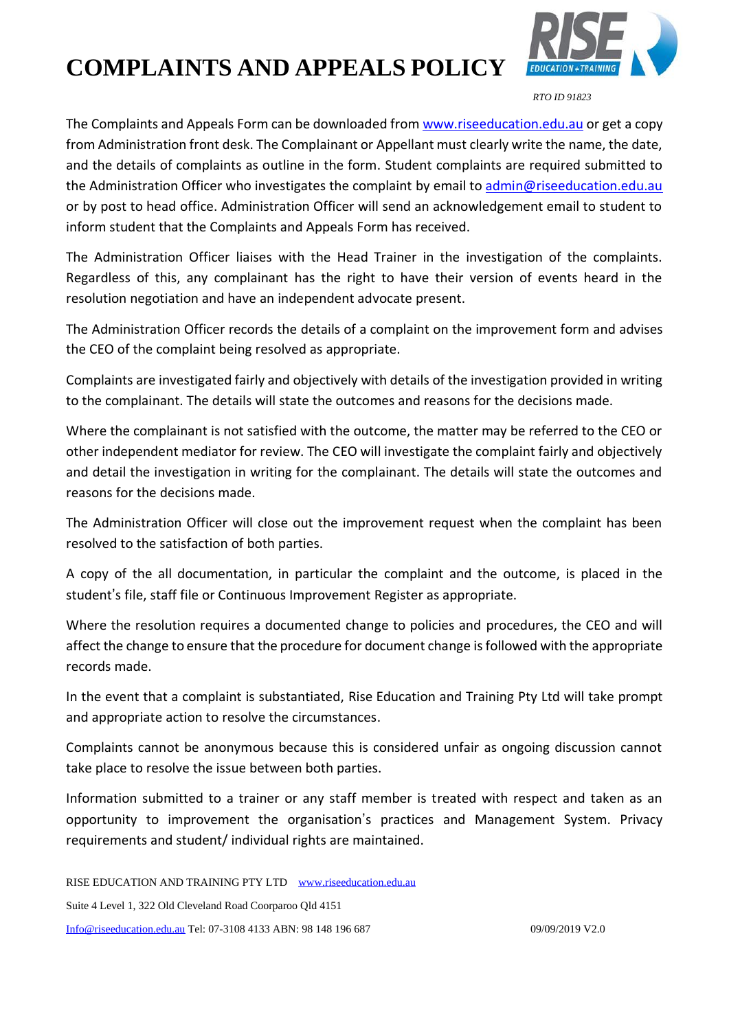# COMPLAINTS AND APPEALS POLICY

*RTO ID 91823*

The Complaints and Appeals Form can be downloaded from [www.riseeducation.edu.au](http://www.riseeducation.edu.au) or get a copy from Administration front desk. The Complainant or Appellant must clearly write the name, the date, and the details of complaints as outline in the form. Student complaints are required submitted to the Administration Officer who investigates the complaint by email to [admin@riseeducation.edu.au](mailto:admin@riseeducation.edu.au) or by post to head office. Administration Officer will send an acknowledgement email to student to inform student that the Complaints and Appeals Form has received.

The Administration Officer liaises with the Head Trainer in the investigation of the complaints. Regardless of this, any complainant has the right to have their version of events heard in the resolution negotiation and have an independent advocate present.

The Administration Officer records the details of a complaint on the improvement form and advises the CEO of the complaint being resolved as appropriate.

Complaints are investigated fairly and objectively with details of the investigation provided in writing to the complainant. The details will state the outcomes and reasons for the decisions made.

Where the complainant is not satisfied with the outcome, the matter may be referred to the CEO or other independent mediator for review. The CEO will investigate the complaint fairly and objectively and detail the investigation in writing for the complainant. The details will state the outcomes and reasons for the decisions made.

The Administration Officer will close out the improvement request when the complaint has been resolved to the satisfaction of both parties.

A copy of the all documentation, in particular the complaint and the outcome, is placed in the student's file, staff file or Continuous Improvement Register as appropriate.

Where the resolution requires a documented change to policies and procedures, the CEO and will affect the change to ensure that the procedure for document change is followed with the appropriate records made.

In the event that a complaint is substantiated, Rise Education and Training Pty Ltd will take prompt and appropriate action to resolve the circumstances.

Complaints cannot be anonymous because this is considered unfair as ongoing discussion cannot take place to resolve the issue between both parties.

Information submitted to a trainer or any staff member is treated with respect and taken as an opportunity to improvement the organisation's practices and Management System. Privacy requirements and student/ individual rights are maintained.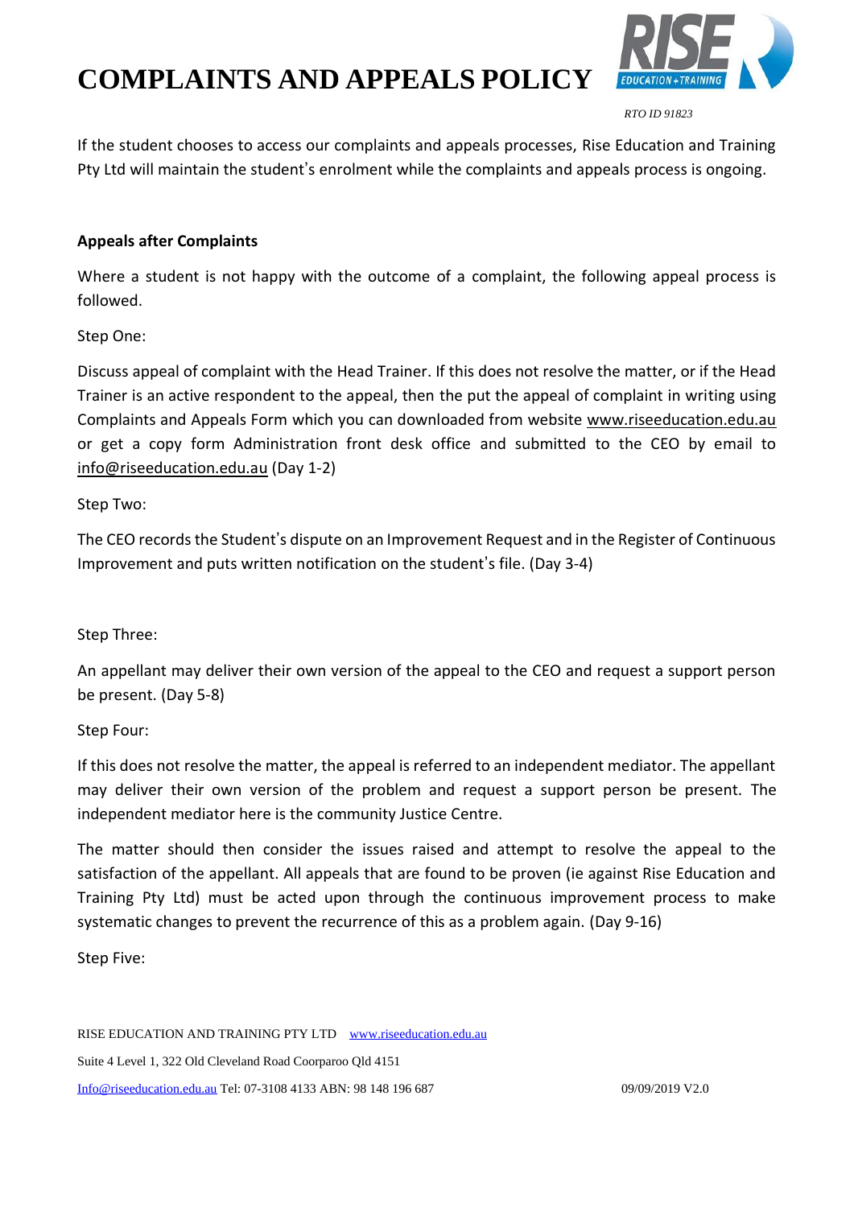If the student chooses to access our complaints and appeals processes, Rise Education and Training Pty Ltd will maintain the student's enrolment while the complaints and appeals process is ongoing.

**Appeals after Complaints**

Where a student is not happy with the outcome of a complaint, the following appeal process is followed.

Step One:

Discuss appeal of complaint with the Head Trainer. If this does not resolve the matter, or if the Head Trainer is an active respondent to the appeal, then the put the appeal of complaint in writing using Complaints and Appeals Form which you can downloaded from website www.riseeducation.edu.au or get a copy form Administration front desk office and submitted to the CEO by email to info@riseeducation.edu.au (Day 1-2)

Step Two:

The CEO records the Student's dispute on an Improvement Request and in the Register of Continuous Improvement and puts written notification on the student's file. (Day 3-4)

Step Three:

An appellant may deliver their own version of the appeal to the CEO and request a support person be present. (Day 5-8)

Step Four:

If this does not resolve the matter, the appeal is referred to an independent mediator. The appellant may deliver their own version of the problem and request a support person be present. The independent mediator here is the community Justice Centre.

The matter should then consider the issues raised and attempt to resolve the appeal to the satisfaction of the appellant. All appeals that are found to be proven (ie against Rise Education and Training Pty Ltd) must be acted upon through the continuous improvement process to make systematic changes to prevent the recurrence of this as a problem again. (Day 9-16)

Step Five: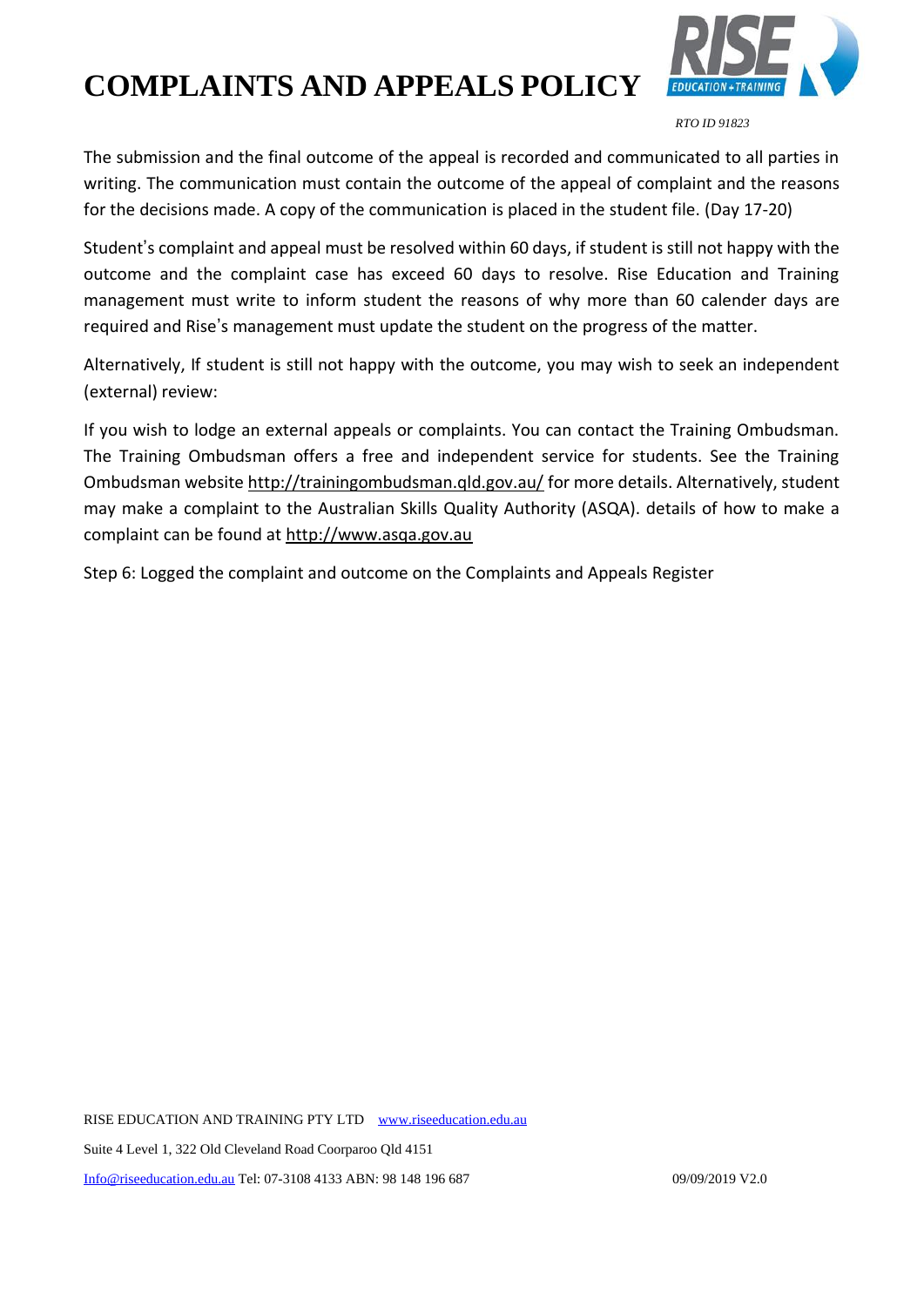The submission and the final outcome of the appeal is recorded and communicated to all parties in writing. The communication must contain the outcome of the appeal of complaint and the reasons for the decisions made. A copy of the communication is placed in the student file. (Day 17-20)

Student's complaint and appeal must be resolved within 60 days, if student is still not happy with the outcome and the complaint case has exceed 60 days to resolve. Rise Education and Training management must write to inform student the reasons of why more than 60 calender days are required and Rise's management must update the student on the progress of the matter.

Alternatively, If student is still not happy with the outcome, you may wish to seek an independent (external) review:

If you wish to lodge an external appeals or complaints. You can contact the Training Ombudsman. The Training Ombudsman offers a free and independent service for students. See the Training Ombudsman website http://trainingombudsman.qld.gov.au/ for more details. Alternatively, student may make a complaint to the Australian Skills Quality Authority (ASQA). details of how to make a complaint can be found at http://www.asqa.gov.au

Step 6: Logged the complaint and outcome on the Complaints and Appeals Register